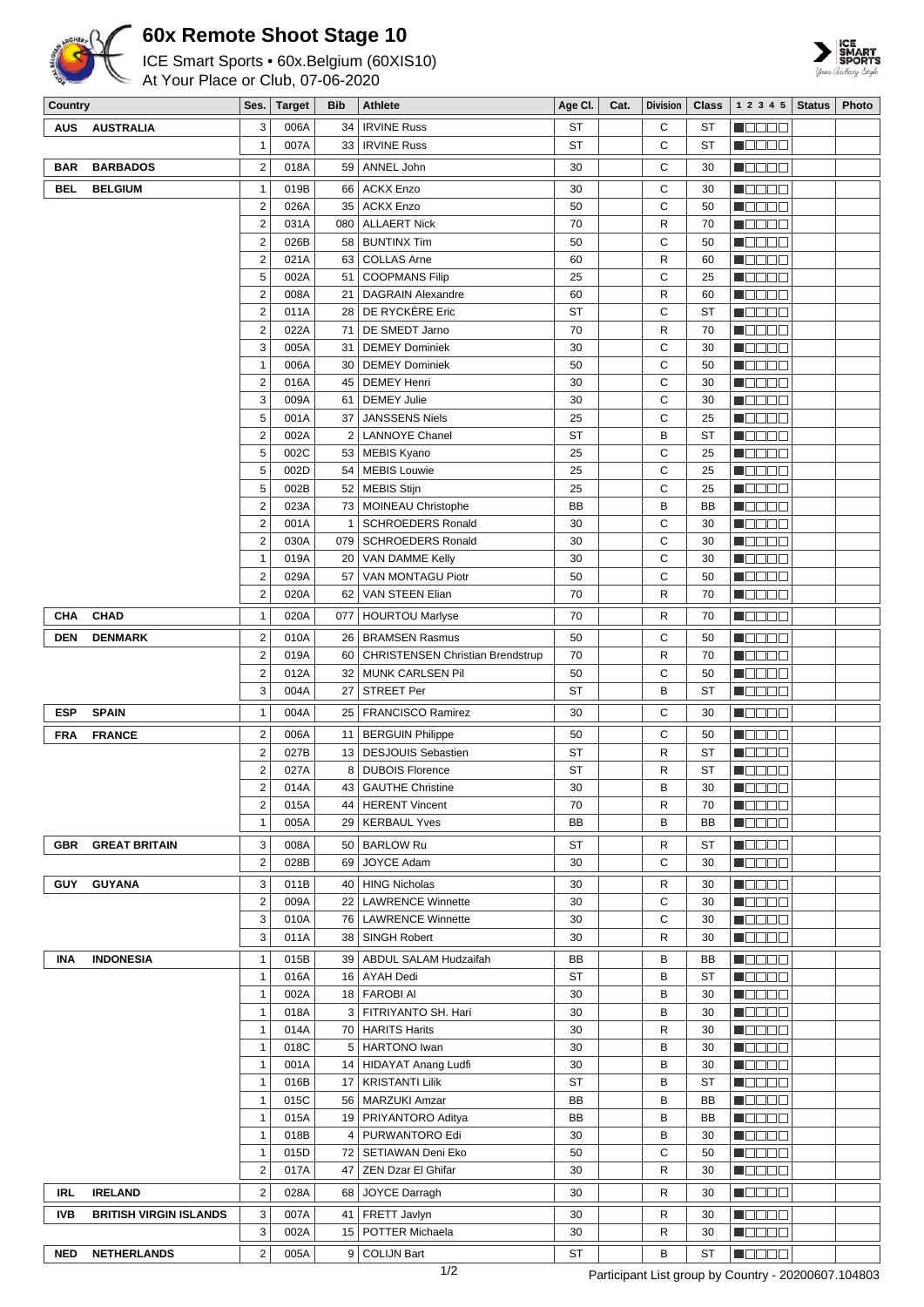# 60x Remote Shoot Stage 10

ICE Smart Sports • 60x.Belgium (60XIS10)
At Your Place or Club, 07-06-2020

| Country | Ses. | Target | Bib | Athlete | Age Cl. | Cat. | Division | Class | 1 2 3 4 5 | Status | Photo |
|---|---|---|---|---|---|---|---|---|---|---|---|
| AUS AUSTRALIA | 3 | 006A | 34 | IRVINE Russ | ST | | C | ST | | | |
| | 1 | 007A | 33 | IRVINE Russ | ST | | C | ST | | | |
| BAR BARBADOS | 2 | 018A | 59 | ANNEL John | 30 | | C | 30 | | | |
| BEL BELGIUM | 1 | 019B | 66 | ACKX Enzo | 30 | | C | 30 | | | |
| | 2 | 026A | 35 | ACKX Enzo | 50 | | C | 50 | | | |
| | 2 | 031A | 080 | ALLAERT Nick | 70 | | R | 70 | | | |
| | 2 | 026B | 58 | BUNTINX Tim | 50 | | C | 50 | | | |
| | 2 | 021A | 63 | COLLAS Arne | 60 | | R | 60 | | | |
| | 5 | 002A | 51 | COOPMANS Filip | 25 | | C | 25 | | | |
| | 2 | 008A | 21 | DAGRAIN Alexandre | 60 | | R | 60 | | | |
| | 2 | 011A | 28 | DE RYCKÈRE Eric | ST | | C | ST | | | |
| | 2 | 022A | 71 | DE SMEDT Jarno | 70 | | R | 70 | | | |
| | 3 | 005A | 31 | DEMEY Dominiek | 30 | | C | 30 | | | |
| | 1 | 006A | 30 | DEMEY Dominiek | 50 | | C | 50 | | | |
| | 2 | 016A | 45 | DEMEY Henri | 30 | | C | 30 | | | |
| | 3 | 009A | 61 | DEMEY Julie | 30 | | C | 30 | | | |
| | 5 | 001A | 37 | JANSSENS Niels | 25 | | C | 25 | | | |
| | 2 | 002A | 2 | LANNOYE Chanel | ST | | B | ST | | | |
| | 5 | 002C | 53 | MEBIS Kyano | 25 | | C | 25 | | | |
| | 5 | 002D | 54 | MEBIS Louwie | 25 | | C | 25 | | | |
| | 5 | 002B | 52 | MEBIS Stijn | 25 | | C | 25 | | | |
| | 2 | 023A | 73 | MOINEAU Christophe | BB | | B | BB | | | |
| | 2 | 001A | 1 | SCHROEDERS Ronald | 30 | | C | 30 | | | |
| | 2 | 030A | 079 | SCHROEDERS Ronald | 30 | | C | 30 | | | |
| | 1 | 019A | 20 | VAN DAMME Kelly | 30 | | C | 30 | | | |
| | 2 | 029A | 57 | VAN MONTAGU Piotr | 50 | | C | 50 | | | |
| | 2 | 020A | 62 | VAN STEEN Elian | 70 | | R | 70 | | | |
| CHA CHAD | 1 | 020A | 077 | HOURTOU Marlyse | 70 | | R | 70 | | | |
| DEN DENMARK | 2 | 010A | 26 | BRAMSEN Rasmus | 50 | | C | 50 | | | |
| | 2 | 019A | 60 | CHRISTENSEN Christian Brendstrup | 70 | | R | 70 | | | |
| | 2 | 012A | 32 | MUNK CARLSEN Pil | 50 | | C | 50 | | | |
| | 3 | 004A | 27 | STREET Per | ST | | B | ST | | | |
| ESP SPAIN | 1 | 004A | 25 | FRANCISCO Ramirez | 30 | | C | 30 | | | |
| FRA FRANCE | 2 | 006A | 11 | BERGUIN Philippe | 50 | | C | 50 | | | |
| | 2 | 027B | 13 | DESJOUIS Sebastien | ST | | R | ST | | | |
| | 2 | 027A | 8 | DUBOIS Florence | ST | | R | ST | | | |
| | 2 | 014A | 43 | GAUTHE Christine | 30 | | B | 30 | | | |
| | 2 | 015A | 44 | HERENT Vincent | 70 | | R | 70 | | | |
| | 1 | 005A | 29 | KERBAUL Yves | BB | | B | BB | | | |
| GBR GREAT BRITAIN | 3 | 008A | 50 | BARLOW Ru | ST | | R | ST | | | |
| | 2 | 028B | 69 | JOYCE Adam | 30 | | C | 30 | | | |
| GUY GUYANA | 3 | 011B | 40 | HING Nicholas | 30 | | R | 30 | | | |
| | 2 | 009A | 22 | LAWRENCE Winnette | 30 | | C | 30 | | | |
| | 3 | 010A | 76 | LAWRENCE Winnette | 30 | | C | 30 | | | |
| | 3 | 011A | 38 | SINGH Robert | 30 | | R | 30 | | | |
| INA INDONESIA | 1 | 015B | 39 | ABDUL SALAM Hudzaifah | BB | | B | BB | | | |
| | 1 | 016A | 16 | AYAH Dedi | ST | | B | ST | | | |
| | 1 | 002A | 18 | FAROBI Al | 30 | | B | 30 | | | |
| | 1 | 018A | 3 | FITRIYANTO SH. Hari | 30 | | B | 30 | | | |
| | 1 | 014A | 70 | HARITS Harits | 30 | | R | 30 | | | |
| | 1 | 018C | 5 | HARTONO Iwan | 30 | | B | 30 | | | |
| | 1 | 001A | 14 | HIDAYAT Anang Ludfi | 30 | | B | 30 | | | |
| | 1 | 016B | 17 | KRISTANTI Lilik | ST | | B | ST | | | |
| | 1 | 015C | 56 | MARZUKI Amzar | BB | | B | BB | | | |
| | 1 | 015A | 19 | PRIYANTORO Aditya | BB | | B | BB | | | |
| | 1 | 018B | 4 | PURWANTORO Edi | 30 | | B | 30 | | | |
| | 1 | 015D | 72 | SETIAWAN Deni Eko | 50 | | C | 50 | | | |
| | 2 | 017A | 47 | ZEN Dzar El Ghifar | 30 | | R | 30 | | | |
| IRL IRELAND | 2 | 028A | 68 | JOYCE Darragh | 30 | | R | 30 | | | |
| IVB BRITISH VIRGIN ISLANDS | 3 | 007A | 41 | FRETT Javlyn | 30 | | R | 30 | | | |
| | 3 | 002A | 15 | POTTER Michaela | 30 | | R | 30 | | | |
| NED NETHERLANDS | 2 | 005A | 9 | COLIJN Bart | ST | | B | ST | | | |

Participant List group by Country - 20200607.104803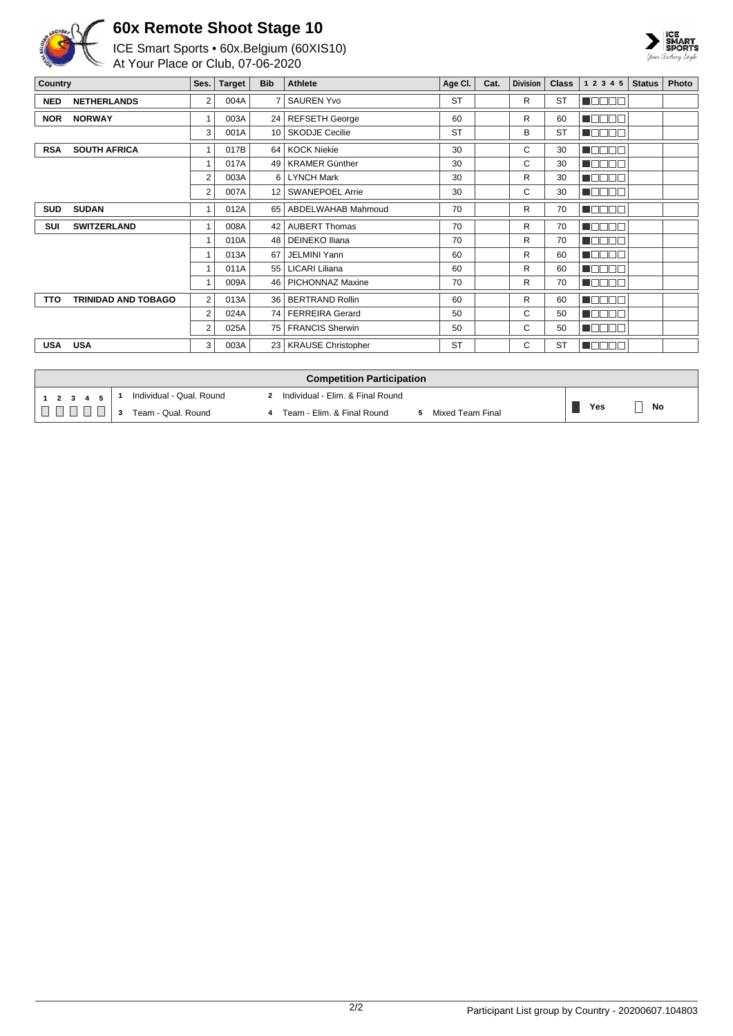# 60x Remote Shoot Stage 10

ICE Smart Sports • 60x.Belgium (60XIS10)
At Your Place or Club, 07-06-2020

| Country | | Ses. | Target | Bib | Athlete | Age Cl. | Cat. | Division | Class | 1 2 3 4 5 | Status | Photo |
|---|---|---|---|---|---|---|---|---|---|---|---|---|
| NED | NETHERLANDS | 2 | 004A | 7 | SAUREN Yvo | ST | | R | ST | ■□□□□ | | |
| NOR | NORWAY | 1 | 003A | 24 | REFSETH George | 60 | | R | 60 | ■□□□□ | | |
| | | 3 | 001A | 10 | SKODJE Cecilie | ST | | B | ST | ■□□□□ | | |
| RSA | SOUTH AFRICA | 1 | 017B | 64 | KOCK Niekie | 30 | | C | 30 | ■□□□□ | | |
| | | 1 | 017A | 49 | KRAMER Günther | 30 | | C | 30 | ■□□□□ | | |
| | | 2 | 003A | 6 | LYNCH Mark | 30 | | R | 30 | ■□□□□ | | |
| | | 2 | 007A | 12 | SWANEPOEL Arrie | 30 | | C | 30 | ■□□□□ | | |
| SUD | SUDAN | 1 | 012A | 65 | ABDELWAHAB Mahmoud | 70 | | R | 70 | ■□□□□ | | |
| SUI | SWITZERLAND | 1 | 008A | 42 | AUBERT Thomas | 70 | | R | 70 | ■□□□□ | | |
| | | 1 | 010A | 48 | DEINEKO Iliana | 70 | | R | 70 | ■□□□□ | | |
| | | 1 | 013A | 67 | JELMINI Yann | 60 | | R | 60 | ■□□□□ | | |
| | | 1 | 011A | 55 | LICARI Liliana | 60 | | R | 60 | ■□□□□ | | |
| | | 1 | 009A | 46 | PICHONNAZ Maxine | 70 | | R | 70 | ■□□□□ | | |
| TTO | TRINIDAD AND TOBAGO | 2 | 013A | 36 | BERTRAND Rollin | 60 | | R | 60 | ■□□□□ | | |
| | | 2 | 024A | 74 | FERREIRA Gerard | 50 | | C | 50 | ■□□□□ | | |
| | | 2 | 025A | 75 | FRANCIS Sherwin | 50 | | C | 50 | ■□□□□ | | |
| USA | USA | 3 | 003A | 23 | KRAUSE Christopher | ST | | C | ST | ■□□□□ | | |

| Competition Participation | | | |
|---|---|---|---|
| 1 2 3 4 5 | 1 Individual - Qual. Round | 2 Individual - Elim. & Final Round | ■ Yes □ No |
| □□□□□ | 3 Team - Qual. Round | 4 Team - Elim. & Final Round 5 Mixed Team Final | |

Participant List group by Country - 20200607.104803